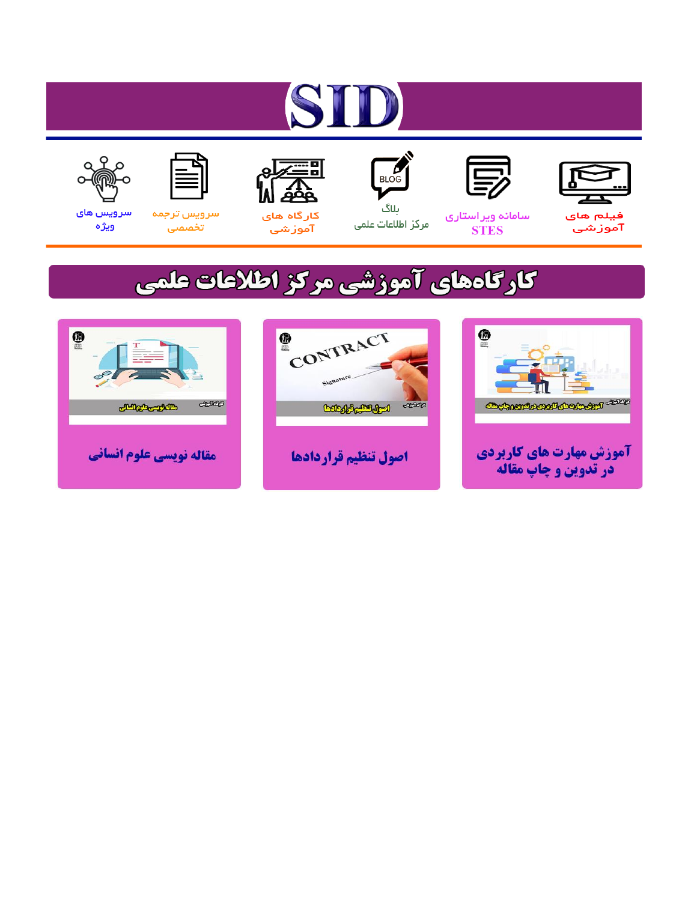# SID

فیلم های آموزشی

سامانه ویراستاری STES

بلاگ مرکز اطلاعات علمی

کارگاه های آموزشی

سرویس ترجمه تخصصی

سرویس های ویژه

## کارگاه‌های آموزشی مرکز اطلاعات علمی

آموزش مهارت های کاربردی در تدوین و چاپ مقاله

اصول تنظیم قراردادها

مقاله نویسی علوم انسانی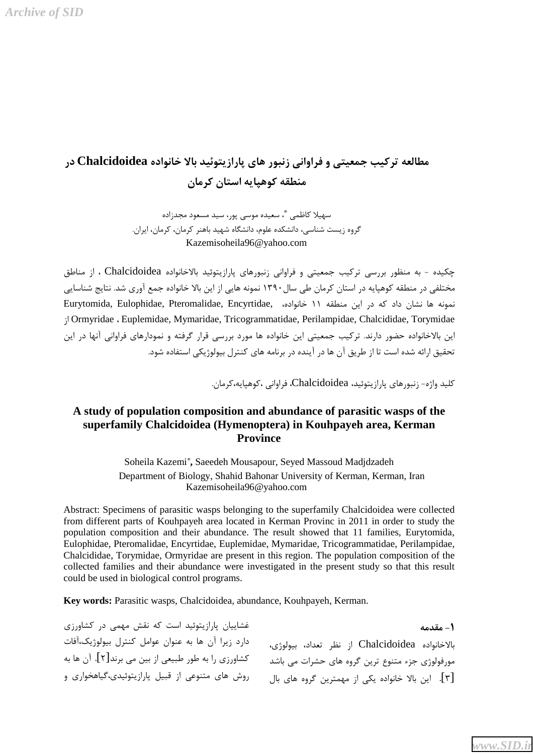# مطالعه ترکیب جمعیتی و فراوانی زنبور های پارازیتوئید بالا خانواده Chalcidoidea در منطقه کوهپایه استان کرمان

سهیلا کاظمی[*]، سعیده موسی پور، سید مسعود مجدزاده

گروه زیست شناسی، دانشکده علوم، دانشگاه شهید باهنر کرمان، کرمان، ایران.

Kazemisoheila96@yahoo.com

چکیده - به منظور بررسی ترکیب جمعیتی و فراوانی زنبورهای پارازیتوئید بالاخانواده Chalcidoidea ، از مناطق مختلفی در منطقه کوهپایه در استان کرمان طی سال ۱۳۹۰ نمونه هایی از این بالا خانواده جمع آوری شد. نتایج شناسایی نمونه ها نشان داد که در این منطقه ۱۱ خانواده، Eurytomida, Eulophidae, Pteromalidae, Encyrtidae, Ormyridae ، Euplemidae, Mymaridae, Tricogrammatidae, Perilampidae, Chalcididae, Torymidae از این بالاخانواده حضور دارند. ترکیب جمعیتی این خانواده ها مورد بررسی قرار گرفته و نمودارهای فراوانی آنها در این تحقیق ارائه شده است تا از طریق آن ها در آینده در برنامه های کنترل بیولوژیکی استفاده شود.

کلید واژه- زنبورهای پارازیتوئید، Chalcidoidea، فراوانی ،کوهپایه،کرمان.

# A study of population composition and abundance of parasitic wasps of the superfamily Chalcidoidea (Hymenoptera) in Kouhpayeh area, Kerman Province

Soheila Kazemi[*], Saeedeh Mousapour, Seyed Massoud Madjdzadeh

Department of Biology, Shahid Bahonar University of Kerman, Kerman, Iran

Kazemisoheila96@yahoo.com

Abstract: Specimens of parasitic wasps belonging to the superfamily Chalcidoidea were collected from different parts of Kouhpayeh area located in Kerman Provinc in 2011 in order to study the population composition and their abundance. The result showed that 11 families, Eurytomida, Eulophidae, Pteromalidae, Encyrtidae, Euplemidae, Mymaridae, Tricogrammatidae, Perilampidae, Chalcididae, Torymidae, Ormyridae are present in this region. The population composition of the collected families and their abundance were investigated in the present study so that this result could be used in biological control programs.

**Key words:** Parasitic wasps, Chalcidoidea, abundance, Kouhpayeh, Kerman.

## ۱- مقدمه

بالاخانواده Chalcidoidea از نظر تعداد، بیولوژی، مورفولوژی جزء متنوع ترین گروه های حشرات می باشد [۳]. این بالا خانواده یکی از مهمترین گروه های بال غشاییان پارازیتوئید است که نقش مهمی در کشاورزی دارد زیرا آن ها به عنوان عوامل کنترل بیولوژیک،آفات کشاورزی را به طور طبیعی از بین می برند[۲]. آن ها به روش های متنوعی از قبیل پارازیتوئیدی،گیاهخواری و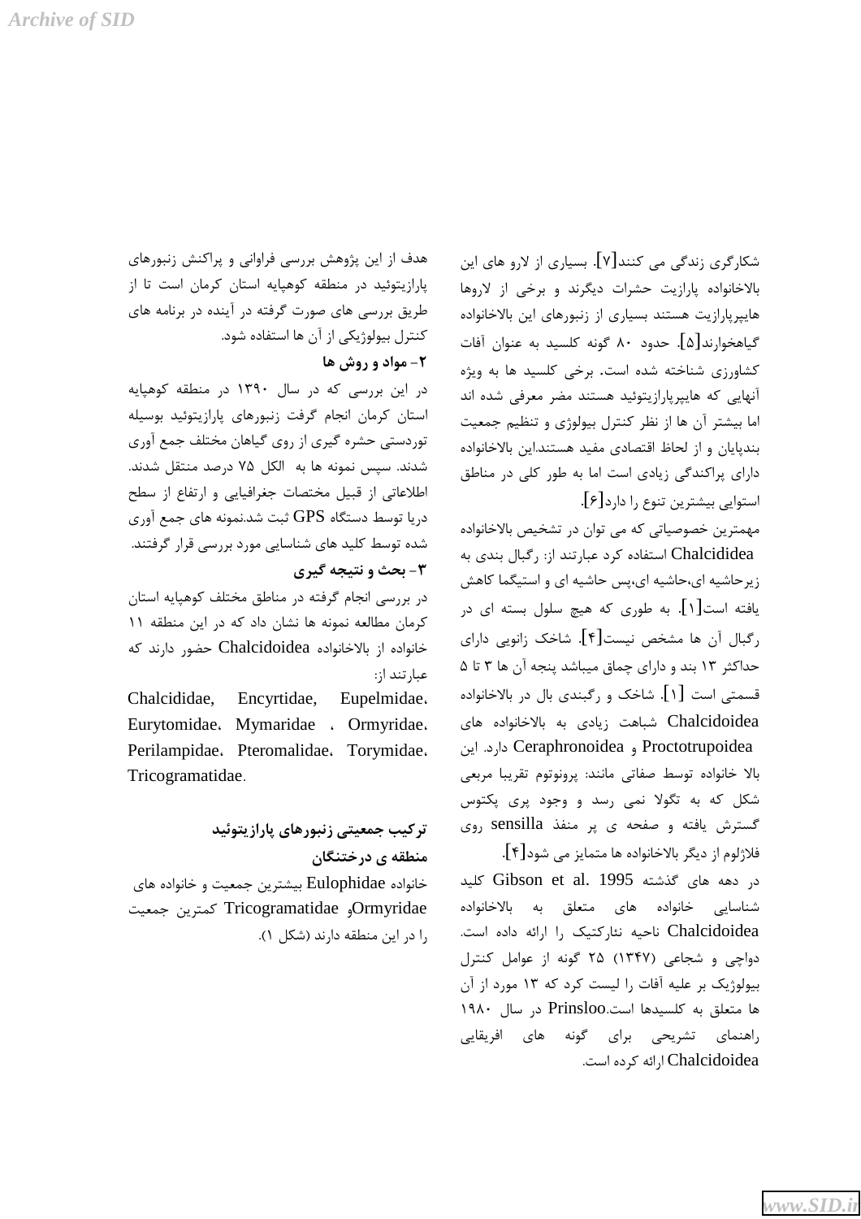شکارگری زندگی می کنند[۷]. بسیاری از لارو های این بالاخانواده پارازیت حشرات دیگرند و برخی از لاروها هایپرپارازیت هستند بسیاری از زنبورهای این بالاخانواده گیاهخوارند[۵]. حدود ۸۰ گونه کلسید به عنوان آفات کشاورزی شناخته شده است. برخی کلسید ها به ویژه آنهایی که هایپرپارازیتوئید هستند مضر معرفی شده اند اما بیشتر آن ها از نظر کنترل بیولوژی و تنظیم جمعیت بندپایان و از لحاظ اقتصادی مفید هستند.این بالاخانواده دارای پراکندگی زیادی است اما به طور کلی در مناطق استوایی بیشترین تنوع را دارد[۶].

مهمترین خصوصیاتی که می توان در تشخیص بالاخانواده Chalcididea استفاده کرد عبارتند از: رگبال بندی به زیرحاشیه ای،حاشیه ای،پس حاشیه ای و استیگما کاهش یافته است[۱]. به طوری که هیچ سلول بسته ای در رگبال آن ها مشخص نیست[۴]. شاخک زانویی دارای حداکثر ۱۳ بند و دارای چماق میباشد پنجه آن ها ۳ تا ۵ قسمتی است [۱]. شاخک و رگبندی بال در بالاخانواده Chalcidoidea شباهت زیادی به بالاخانواده های Proctotrupoidea و Ceraphronoidea دارد. این بالا خانواده توسط صفاتی مانند: پرونوتوم تقریبا مربعی شکل که به تگولا نمی رسد و وجود پری پکتوس گسترش یافته و صفحه ی پر منفذ sensilla روی فلاژلوم از دیگر بالاخانواده ها متمایز می شود[۴].

در دهه های گذشته Gibson et al. 1995 کلید شناسایی خانواده های متعلق به بالاخانواده Chalcidoidea ناحیه نئارکتیک را ارائه داده است. دواچی و شجاعی (۱۳۴۷) ۲۵ گونه از عوامل کنترل بیولوژیک بر علیه آفات را لیست کرد که ۱۳ مورد از آن ها متعلق به کلسیدها است.Prinsloo در سال ۱۹۸۰ راهنمای تشریحی برای گونه های افریقایی Chalcidoidea ارائه کرده است.

هدف از این پژوهش بررسی فراوانی و پراکنش زنبورهای پارازیتوئید در منطقه کوهپایه استان کرمان است تا از طریق بررسی های صورت گرفته در آینده در برنامه های کنترل بیولوژیکی از آن ها استفاده شود.

## ۲- مواد و روش ها

در این بررسی که در سال ۱۳۹۰ در منطقه کوهپایه استان کرمان انجام گرفت زنبورهای پارازیتوئید بوسیله توردستی حشره گیری از روی گیاهان مختلف جمع آوری شدند. سپس نمونه ها به  الکل ۷۵ درصد منتقل شدند. اطلاعاتی از قبیل مختصات جغرافیایی و ارتفاع از سطح دریا توسط دستگاه GPS ثبت شد.نمونه های جمع آوری شده توسط کلید های شناسایی مورد بررسی قرار گرفتند.

## ۳- بحث و نتیجه گیری

در بررسی انجام گرفته در مناطق مختلف کوهپایه استان کرمان مطالعه نمونه ها نشان داد که در این منطقه ۱۱ خانواده از بالاخانواده Chalcidoidea حضور دارند که عبارتند از:

Chalcididae، Encyrtidae، Eupelmidae، Eurytomidae، Mymaridae ، Ormyridae، Perilampidae، Pteromalidae، Torymidae، Tricogramatidae.

### ترکیب جمعیتی زنبورهای پارازیتوئید منطقه ی درختنگان

خانواده Eulophidae بیشترین جمعیت و خانواده های Ormyridaeو Tricogramatidae کمترین جمعیت را در این منطقه دارند (شکل ۱).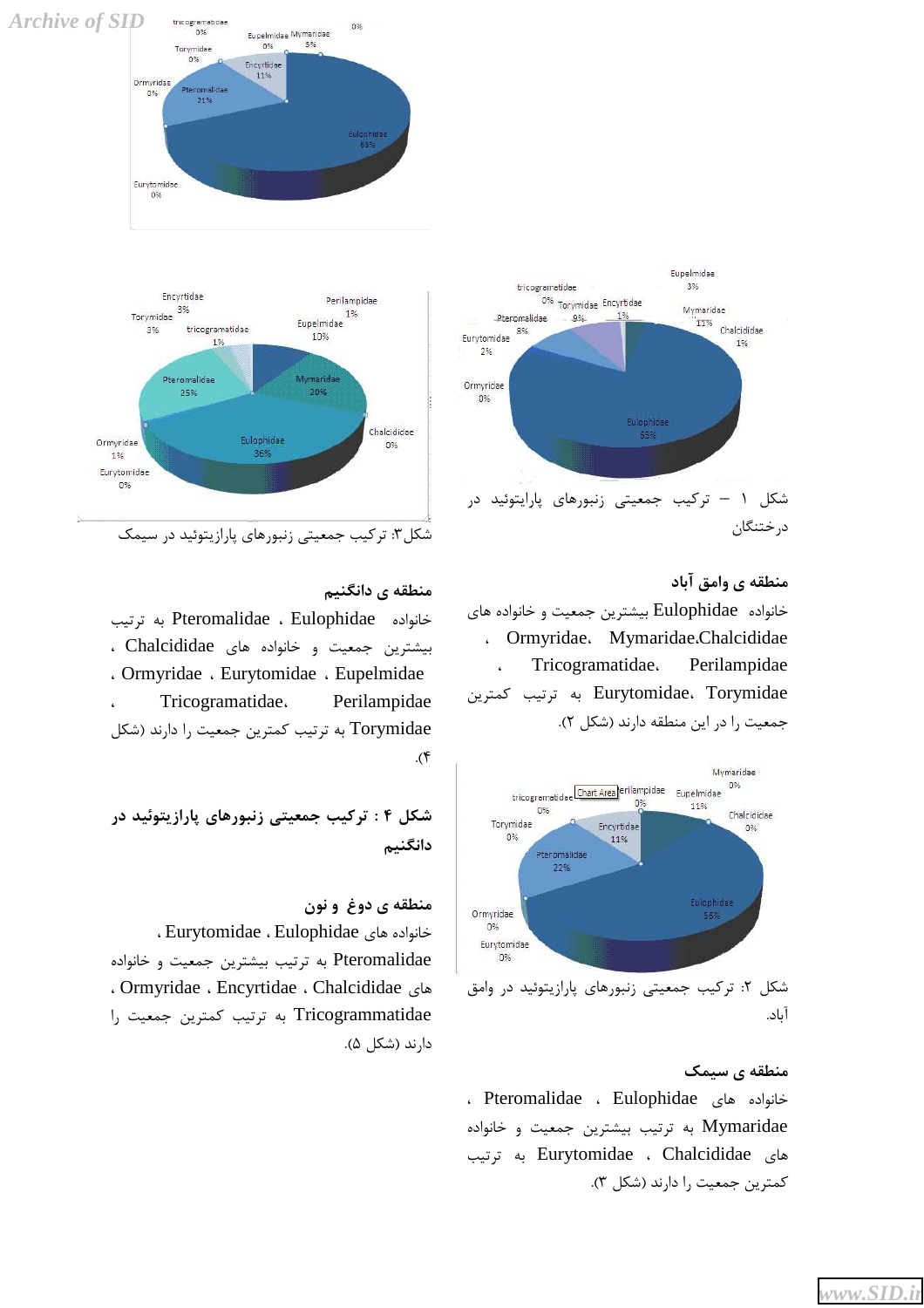شکل ۱ – ترکیب جمعیتی زنبورهای پارازیتوئید در درختنگان

### منطقه ی واموق آباد

خانواده Eulophidae بیشترین جمعیت و خانواده های Mymaridae،Chalcididae ، Ormyridae، Perilampidae ، Tricogramatidae، Torymidae ، Eurytomidae به ترتیب کمترین جمعیت را در این منطقه دارند (شکل ۲).

شکل ۲: ترکیب جمعیتی زنبورهای پارازیتوئید در واموق آباد.

### منطقه ی سیمک

خانواده های Eulophidae ، Pteromalidae ، Mymaridae به ترتیب بیشترین جمعیت و خانواده های Chalcididae ، Eurytomidae به ترتیب کمترین جمعیت را دارند (شکل ۳).

شکل ۳: ترکیب جمعیتی زنبورهای پارازیتوئید در سیمک

### منطقه ی دانگنیم

خانواده Eulophidae ، Pteromalidae به ترتیب بیشترین جمعیت و خانواده های Chalcididae ، Eupelmidae ، Eurytomidae ، Ormyridae ، Perilampidae ، Tricogramatidae، Torymidae به ترتیب کمترین جمعیت را دارند (شکل ۴).

**شکل ۴ : ترکیب جمعیتی زنبورهای پارازیتوئید در دانگنیم**

### منطقه ی دوغ و نون

خانواده های Eulophidae ، Eurytomidae ، Pteromalidae به ترتیب بیشترین جمعیت و خانواده های Chalcididae ، Encyrtidae ، Ormyridae ، Tricogrammatidae به ترتیب کمترین جمعیت را دارند (شکل ۵).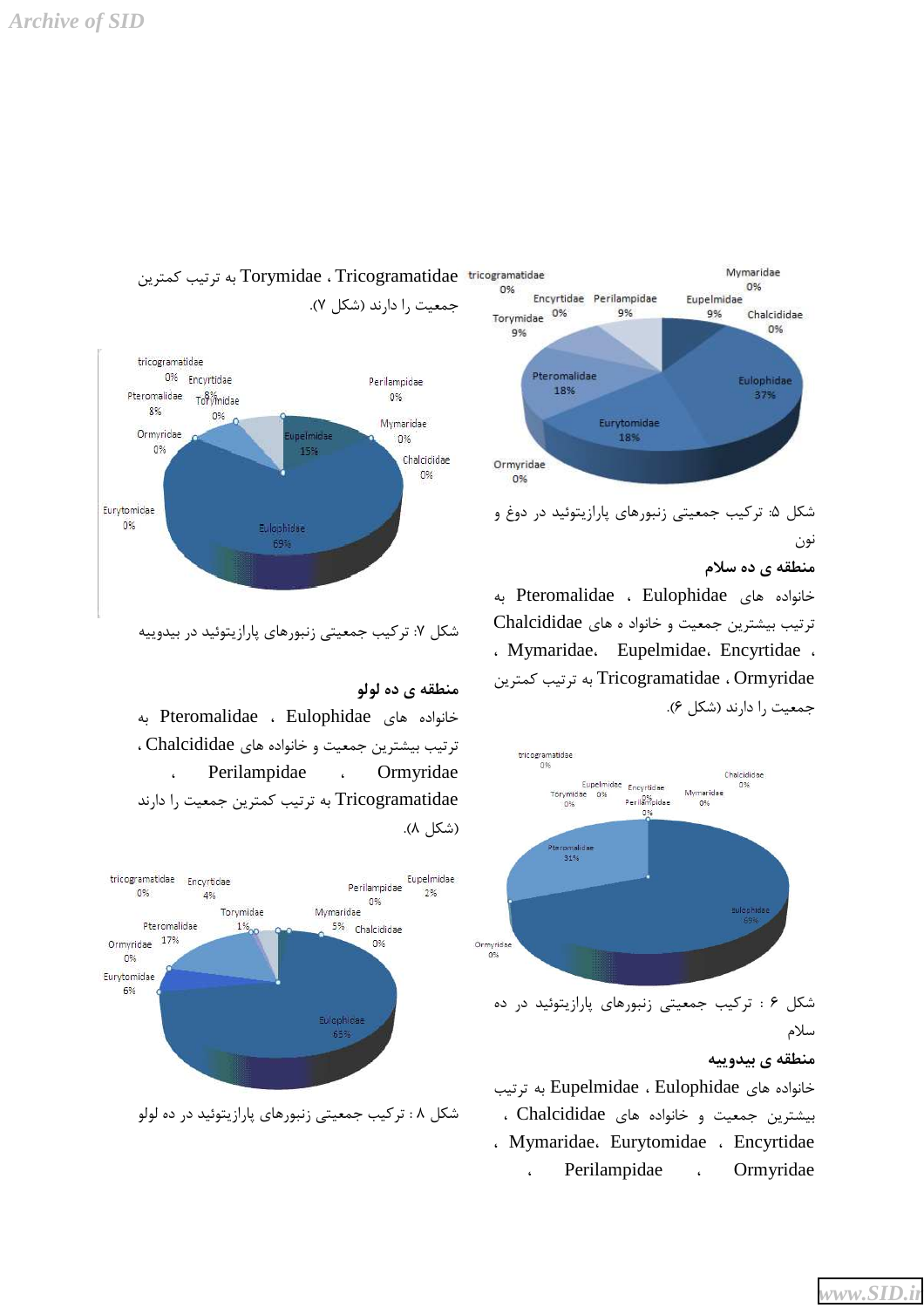Torymidae ، Tricogramatidae به ترتیب کمترین جمعیت را دارند (شکل ۷).

شکل ۵: ترکیب جمعیتی زنبورهای پارازیتوئید در دوغ و نون

### منطقه ی ده سلام

خانواده های Eulophidae ، Pteromalidae به ترتیب بیشترین جمعیت و خانواده های Chalcididae ، Encyrtidae ، Eupelmidae، Mymaridae ، Ormyridae ، Tricogramatidae به ترتیب کمترین جمعیت را دارند (شکل ۶).

شکل ۶ : ترکیب جمعیتی زنبورهای پارازیتوئید در ده سلام

### منطقه ی بیدوییه

خانواده های Eulophidae ، Eupelmidae به ترتیب بیشترین جمعیت و خانواده های Chalcididae ، Encyrtidae ، Eurytomidae ، Mymaridae، Ormyridae ، Perilampidae ،

شکل ۷: ترکیب جمعیتی زنبورهای پارازیتوئید در بیدوییه

### منطقه ی ده لولو

خانواده های Eulophidae ، Pteromalidae به ترتیب بیشترین جمعیت و خانواده های Chalcididae ، Ormyridae ، Perilampidae ، Tricogramatidae به ترتیب کمترین جمعیت را دارند (شکل ۸).

شکل ۸ : ترکیب جمعیتی زنبورهای پارازیتوئید در ده لولو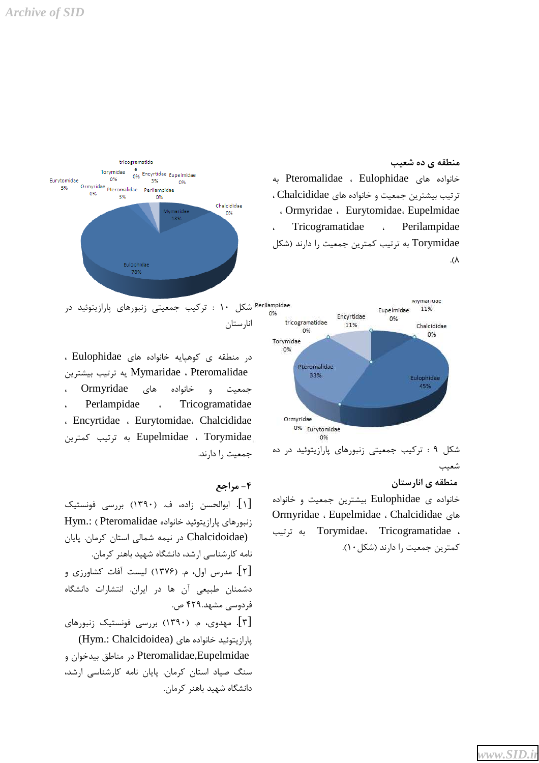### منطقه ی ده شعیب

خانواده های Eulophidae ، Pteromalidae به ترتیب بیشترین جمعیت و خانواده های Chalcididae ، Eupelmidae ،Eurytomidae ، Ormyridae ، Perilampidae ، Tricogramatidae ، Torymidae به ترتیب کمترین جمعیت را دارند (شکل ۸).

شکل ۹ : ترکیب جمعیتی زنبورهای پارازیتوئید در ده شعیب

### منطقه ی انارستان

خانواده ی Eulophidae بیشترین جمعیت و خانواده های Chalcididae ، Eupelmidae ، Ormyridae ، Tricogramatidae ،Torymidae به ترتیب کمترین جمعیت را دارند (شکل ۱۰).

شکل ۱۰ : ترکیب جمعیتی زنبورهای پارازیتوئید در انارستان

در منطقه ی کوهپایه خانواده های Eulophidae ، Pteromalidae ، Mymaridae به ترتیب بیشترین جمعیت و خانواده های Ormyridae ، Tricogramatidae ، Perlampidae ، Chalcididae ،Eurytomidae ، Encyrtidae ، Torymidae ، Eupelmidae به ترتیب کمترین جمعیت را دارند.

## ۴- مراجع

[۱]. ابوالحسن زاده، ف. (۱۳۹۰) بررسی فونستیک زنبورهای پارازیتوئید خانواده Pteromalidae (Hym.: Chalcidoidae) در نیمه شمالی استان کرمان. پایان نامه کارشناسی ارشد، دانشگاه شهید باهنر کرمان.

[۲]. مدرس اول، م. (۱۳۷۶) لیست آفات کشاورزی و دشمنان طبیعی آن ها در ایران. انتشارات دانشگاه فردوسی مشهد.۴۲۹ ص.

[۳]. مهدوی، م. (۱۳۹۰) بررسی فونستیک زنبورهای پارازیتوئید خانواده های (Hym.: Chalcidoidea) Pteromalidae,Eupelmidae در مناطق بیدخوان و سنگ صیاد استان کرمان. پایان نامه کارشناسی ارشد، دانشگاه شهید باهنر کرمان.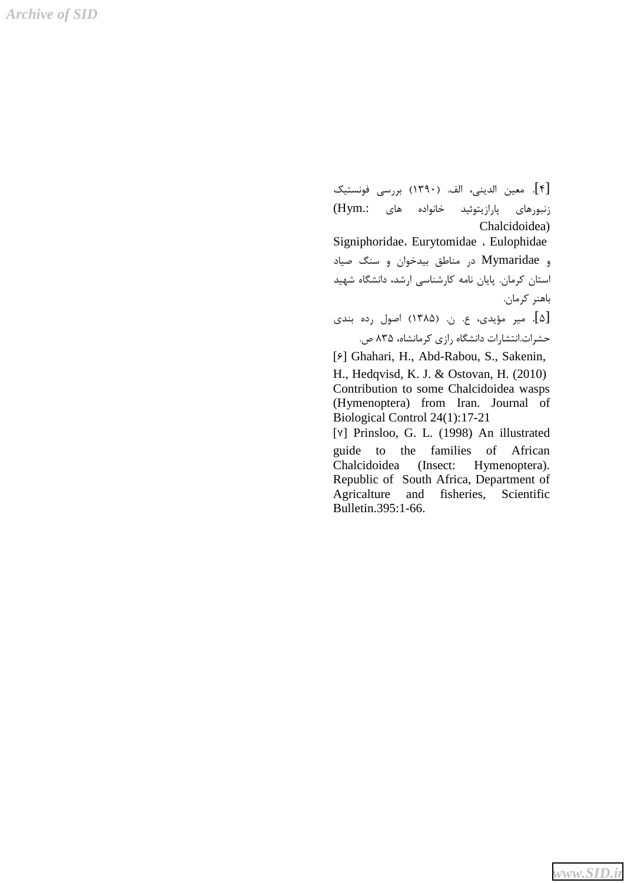[۴]. معین الدینی، الف. (۱۳۹۰) بررسی فونستیک زنبورهای پارازیتوئید خانواده های (Hym.: Chalcidoidea) Signiphoridae، Eurytomidae ، Eulophidae و Mymaridae در مناطق بیدخوان و سنگ صیاد استان کرمان. پایان نامه کارشناسی ارشد، دانشگاه شهید باهنر کرمان.

[۵]. میر مؤیدی، ع. ن. (۱۳۸۵) اصول رده بندی حشرات.انتشارات دانشگاه رازی کرمانشاه، ۸۳۵ ص.

[۶] Ghahari, H., Abd-Rabou, S., Sakenin, H., Hedqvisd, K. J. & Ostovan, H. (2010) Contribution to some Chalcidoidea wasps (Hymenoptera) from Iran. Journal of Biological Control 24(1):17-21

[۷] Prinsloo, G. L. (1998) An illustrated guide to the families of African Chalcidoidea (Insect: Hymenoptera). Republic of South Africa, Department of Agricalture and fisheries, Scientific Bulletin.395:1-66.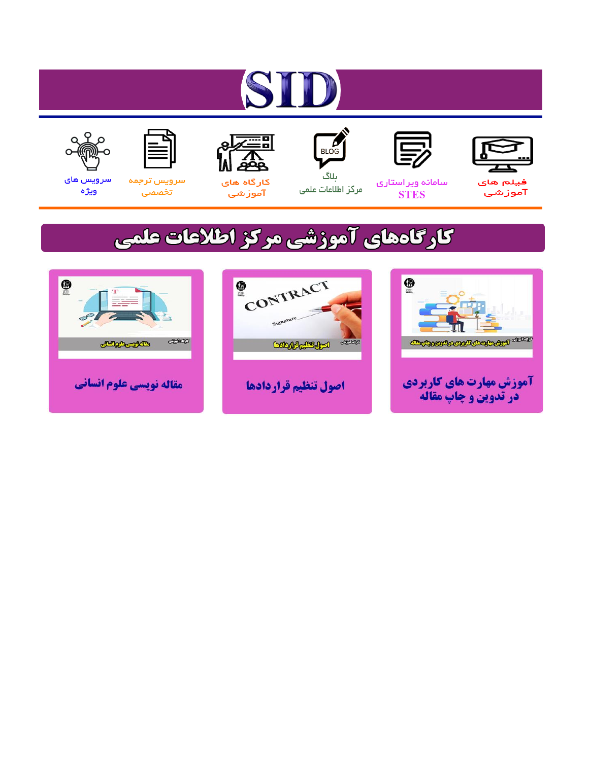# SID

فیلم های آموزشی

سامانه ویراستاری STES

بلاگ مرکز اطلاعات علمی

کارگاه های آموزشی

سرویس ترجمه تخصصی

سرویس های ویژه

## کارگاه‌های آموزشی مرکز اطلاعات علمی

آموزش مهارت های کاربردی در تدوین و چاپ مقاله

اصول تنظیم قراردادها

مقاله نویسی علوم انسانی